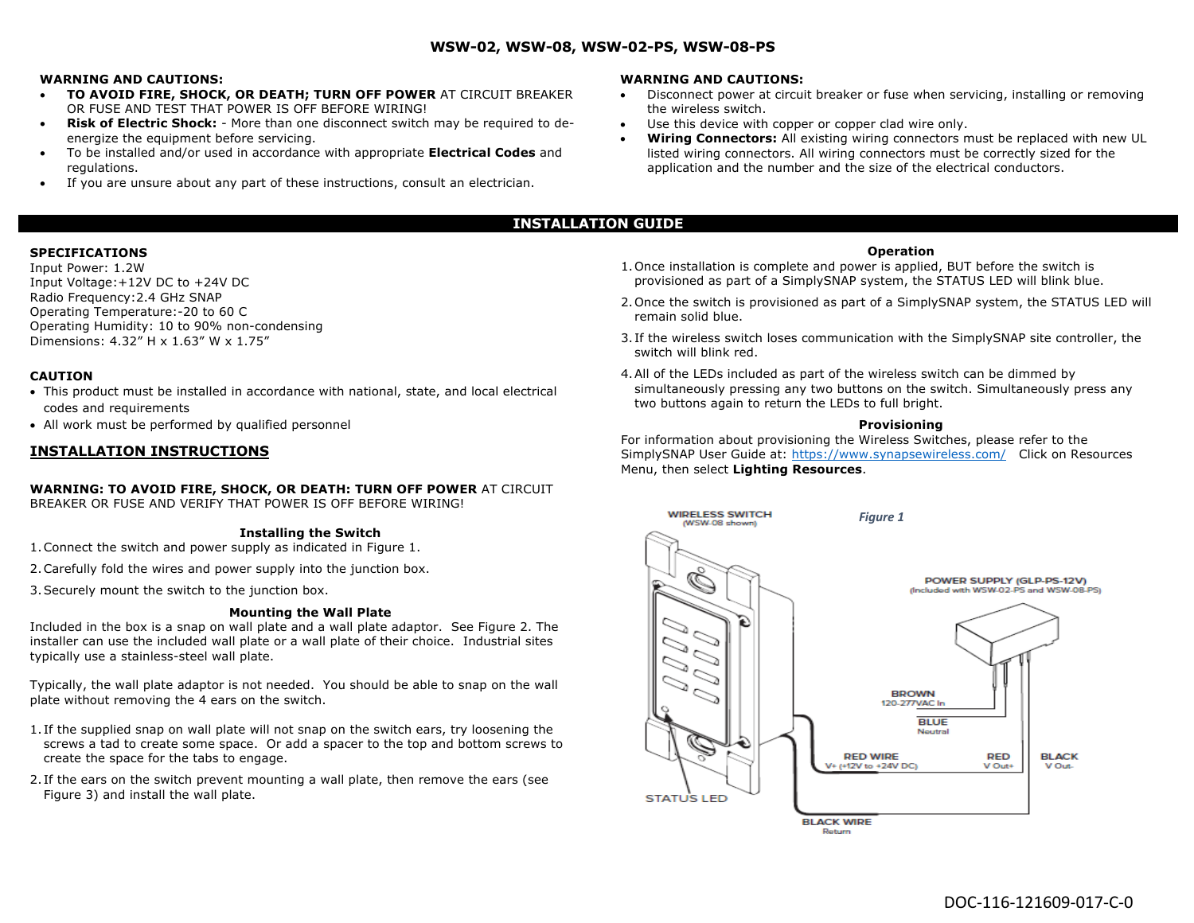# WSW-02, WSW-08, WSW-02-PS, WSW-08-PS

**WARNING AND CAUTIONS:**

- **TO AVOID FIRE, SHOCK, OR DEATH; TURN OFF POWER** AT CIRCUIT BREAKER OR FUSE AND TEST THAT POWER IS OFF BEFORE WIRING!
- **Risk of Electric Shock:** - More than one disconnect switch may be required to de-energize the equipment before servicing.
- To be installed and/or used in accordance with appropriate **Electrical Codes** and regulations.
- If you are unsure about any part of these instructions, consult an electrician.

**WARNING AND CAUTIONS:**

- Disconnect power at circuit breaker or fuse when servicing, installing or removing the wireless switch.
- Use this device with copper or copper clad wire only.
- **Wiring Connectors:** All existing wiring connectors must be replaced with new UL listed wiring connectors. All wiring connectors must be correctly sized for the application and the number and the size of the electrical conductors.

## INSTALLATION GUIDE

**SPECIFICATIONS**

Input Power: 1.2W
Input Voltage:+12V DC to +24V DC
Radio Frequency:2.4 GHz SNAP
Operating Temperature:-20 to 60 C
Operating Humidity: 10 to 90% non-condensing
Dimensions: 4.32” H x 1.63” W x 1.75”

**CAUTION**

- This product must be installed in accordance with national, state, and local electrical codes and requirements
- All work must be performed by qualified personnel

### INSTALLATION INSTRUCTIONS

**WARNING: TO AVOID FIRE, SHOCK, OR DEATH: TURN OFF POWER** AT CIRCUIT BREAKER OR FUSE AND VERIFY THAT POWER IS OFF BEFORE WIRING!

**Installing the Switch**

1. Connect the switch and power supply as indicated in Figure 1.
2. Carefully fold the wires and power supply into the junction box.
3. Securely mount the switch to the junction box.

**Mounting the Wall Plate**

Included in the box is a snap on wall plate and a wall plate adaptor. See Figure 2. The installer can use the included wall plate or a wall plate of their choice. Industrial sites typically use a stainless-steel wall plate.

Typically, the wall plate adaptor is not needed. You should be able to snap on the wall plate without removing the 4 ears on the switch.

1. If the supplied snap on wall plate will not snap on the switch ears, try loosening the screws a tad to create some space. Or add a spacer to the top and bottom screws to create the space for the tabs to engage.
2. If the ears on the switch prevent mounting a wall plate, then remove the ears (see Figure 3) and install the wall plate.

**Operation**

1. Once installation is complete and power is applied, BUT before the switch is provisioned as part of a SimplySNAP system, the STATUS LED will blink blue.
2. Once the switch is provisioned as part of a SimplySNAP system, the STATUS LED will remain solid blue.
3. If the wireless switch loses communication with the SimplySNAP site controller, the switch will blink red.
4. All of the LEDs included as part of the wireless switch can be dimmed by simultaneously pressing any two buttons on the switch. Simultaneously press any two buttons again to return the LEDs to full bright.

**Provisioning**

For information about provisioning the Wireless Switches, please refer to the SimplySNAP User Guide at: https://www.synapsewireless.com/ Click on Resources Menu, then select **Lighting Resources**.

*Figure 1*

WIRELESS SWITCH (WSW-08 shown)

POWER SUPPLY (GLP-PS-12V) (Included with WSW-02-PS and WSW-08-PS)

BROWN 120-277VAC In

BLUE Neutral

RED WIRE V+ (+12V to +24V DC)

RED V Out+

BLACK V Out-

STATUS LED

BLACK WIRE Return

DOC-116-121609-017-C-0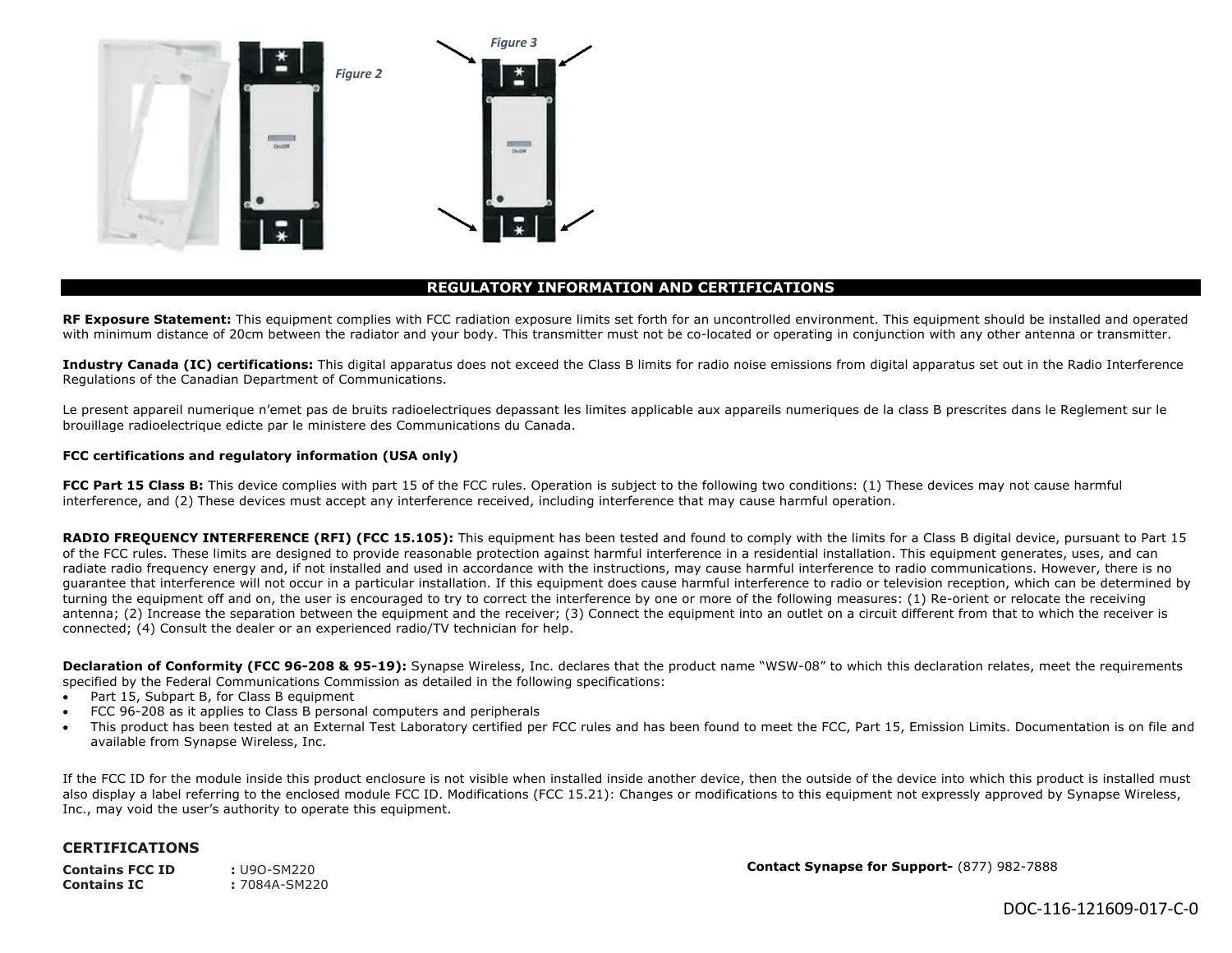Figure 2

Figure 3

## REGULATORY INFORMATION AND CERTIFICATIONS

**RF Exposure Statement:** This equipment complies with FCC radiation exposure limits set forth for an uncontrolled environment. This equipment should be installed and operated with minimum distance of 20cm between the radiator and your body. This transmitter must not be co-located or operating in conjunction with any other antenna or transmitter.

**Industry Canada (IC) certifications:** This digital apparatus does not exceed the Class B limits for radio noise emissions from digital apparatus set out in the Radio Interference Regulations of the Canadian Department of Communications.

Le present appareil numerique n'emet pas de bruits radioelectriques depassant les limites applicable aux appareils numeriques de la class B prescrites dans le Reglement sur le brouillage radioelectrique edicte par le ministere des Communications du Canada.

**FCC certifications and regulatory information (USA only)**

**FCC Part 15 Class B:** This device complies with part 15 of the FCC rules. Operation is subject to the following two conditions: (1) These devices may not cause harmful interference, and (2) These devices must accept any interference received, including interference that may cause harmful operation.

**RADIO FREQUENCY INTERFERENCE (RFI) (FCC 15.105):** This equipment has been tested and found to comply with the limits for a Class B digital device, pursuant to Part 15 of the FCC rules. These limits are designed to provide reasonable protection against harmful interference in a residential installation. This equipment generates, uses, and can radiate radio frequency energy and, if not installed and used in accordance with the instructions, may cause harmful interference to radio communications. However, there is no guarantee that interference will not occur in a particular installation. If this equipment does cause harmful interference to radio or television reception, which can be determined by turning the equipment off and on, the user is encouraged to try to correct the interference by one or more of the following measures: (1) Re-orient or relocate the receiving antenna; (2) Increase the separation between the equipment and the receiver; (3) Connect the equipment into an outlet on a circuit different from that to which the receiver is connected; (4) Consult the dealer or an experienced radio/TV technician for help.

**Declaration of Conformity (FCC 96-208 & 95-19):** Synapse Wireless, Inc. declares that the product name "WSW-08" to which this declaration relates, meet the requirements specified by the Federal Communications Commission as detailed in the following specifications:

- Part 15, Subpart B, for Class B equipment
- FCC 96-208 as it applies to Class B personal computers and peripherals
- This product has been tested at an External Test Laboratory certified per FCC rules and has been found to meet the FCC, Part 15, Emission Limits. Documentation is on file and available from Synapse Wireless, Inc.

If the FCC ID for the module inside this product enclosure is not visible when installed inside another device, then the outside of the device into which this product is installed must also display a label referring to the enclosed module FCC ID. Modifications (FCC 15.21): Changes or modifications to this equipment not expressly approved by Synapse Wireless, Inc., may void the user's authority to operate this equipment.

### CERTIFICATIONS

**Contains FCC ID** : U9O-SM220
**Contains IC** : 7084A-SM220

**Contact Synapse for Support-** (877) 982-7888

DOC-116-121609-017-C-0